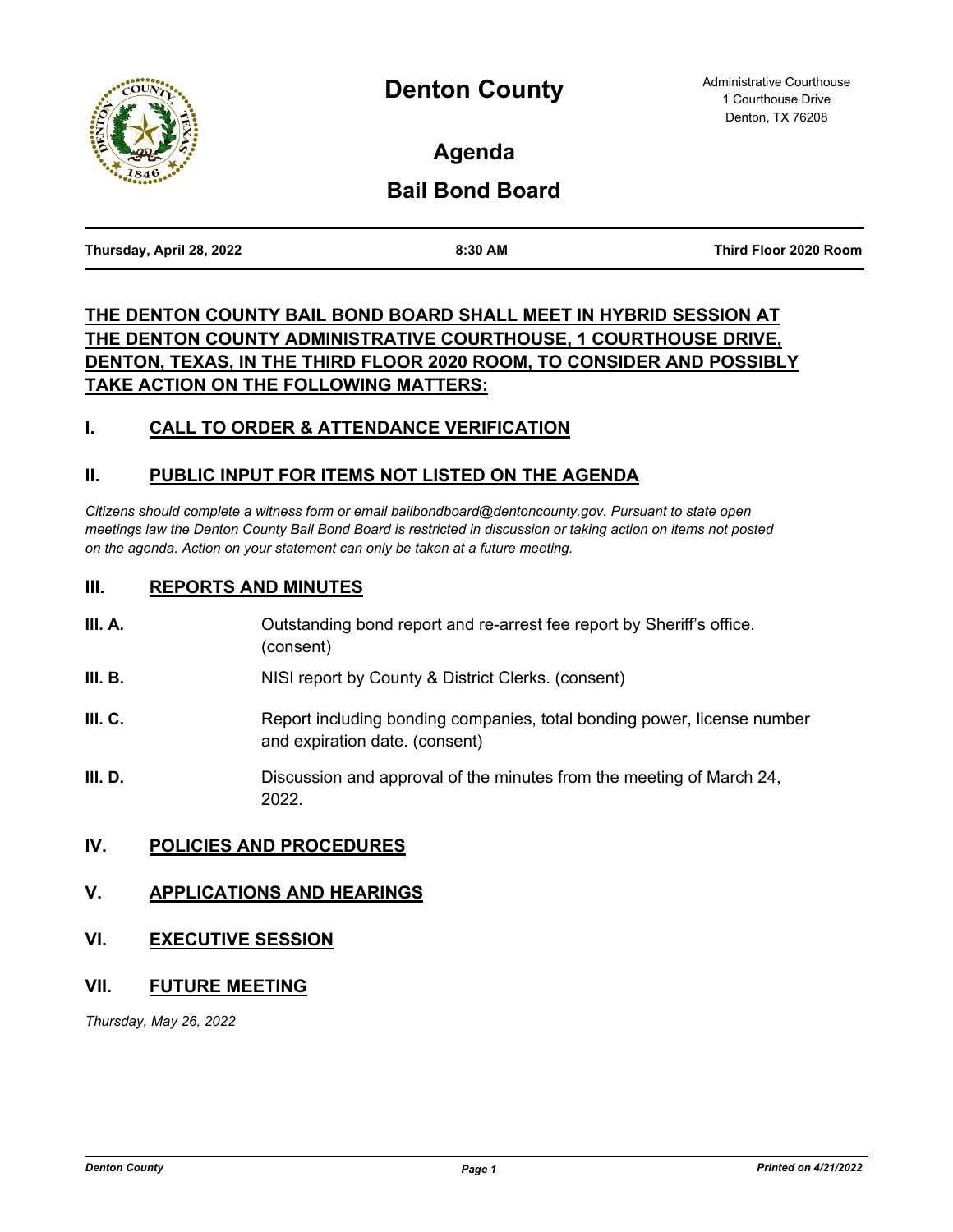# Denton County

Administrative Courthouse
1 Courthouse Drive
Denton, TX 76208

## Agenda

## Bail Bond Board

| Thursday, April 28, 2022 | 8:30 AM | Third Floor 2020 Room |
|---|---|---|

**THE DENTON COUNTY BAIL BOND BOARD SHALL MEET IN HYBRID SESSION AT THE DENTON COUNTY ADMINISTRATIVE COURTHOUSE, 1 COURTHOUSE DRIVE, DENTON, TEXAS, IN THE THIRD FLOOR 2020 ROOM, TO CONSIDER AND POSSIBLY TAKE ACTION ON THE FOLLOWING MATTERS:**

### I. CALL TO ORDER & ATTENDANCE VERIFICATION

### II. PUBLIC INPUT FOR ITEMS NOT LISTED ON THE AGENDA

*Citizens should complete a witness form or email bailbondboard@dentoncounty.gov. Pursuant to state open meetings law the Denton County Bail Bond Board is restricted in discussion or taking action on items not posted on the agenda. Action on your statement can only be taken at a future meeting.*

### III. REPORTS AND MINUTES

**III. A.** Outstanding bond report and re-arrest fee report by Sheriff's office. (consent)

**III. B.** NISI report by County & District Clerks. (consent)

**III. C.** Report including bonding companies, total bonding power, license number and expiration date. (consent)

**III. D.** Discussion and approval of the minutes from the meeting of March 24, 2022.

### IV. POLICIES AND PROCEDURES

### V. APPLICATIONS AND HEARINGS

### VI. EXECUTIVE SESSION

### VII. FUTURE MEETING

*Thursday, May 26, 2022*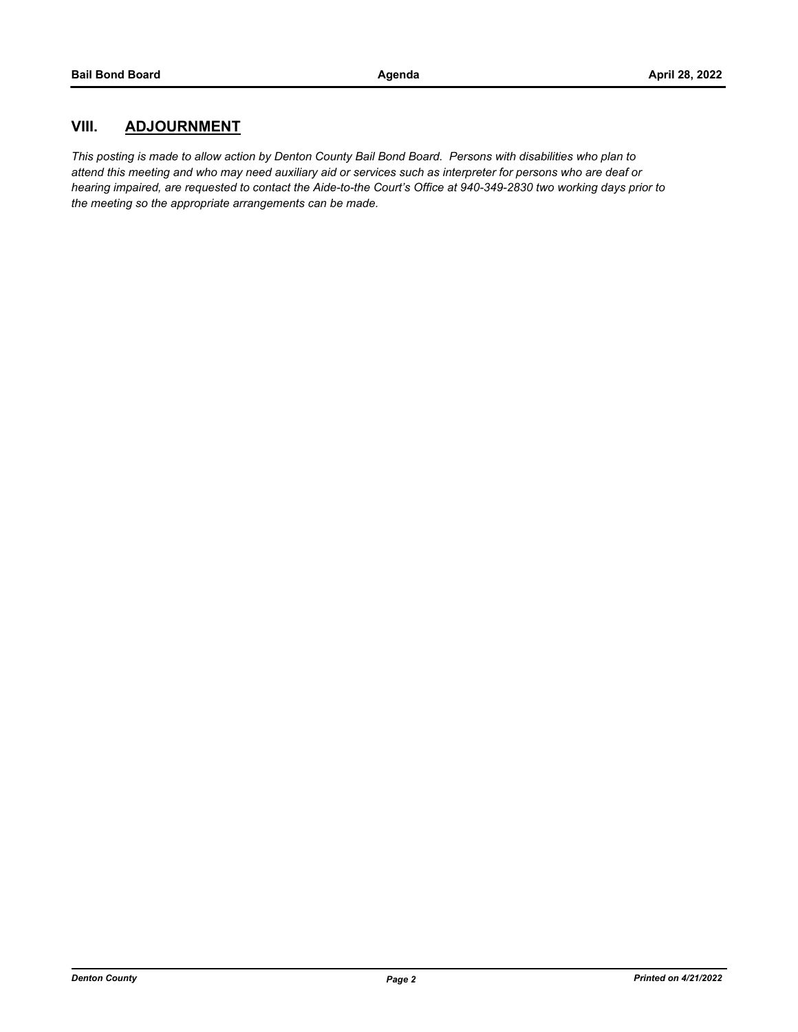## VIII. ADJOURNMENT

*This posting is made to allow action by Denton County Bail Bond Board. Persons with disabilities who plan to attend this meeting and who may need auxiliary aid or services such as interpreter for persons who are deaf or hearing impaired, are requested to contact the Aide-to-the Court's Office at 940-349-2830 two working days prior to the meeting so the appropriate arrangements can be made.*